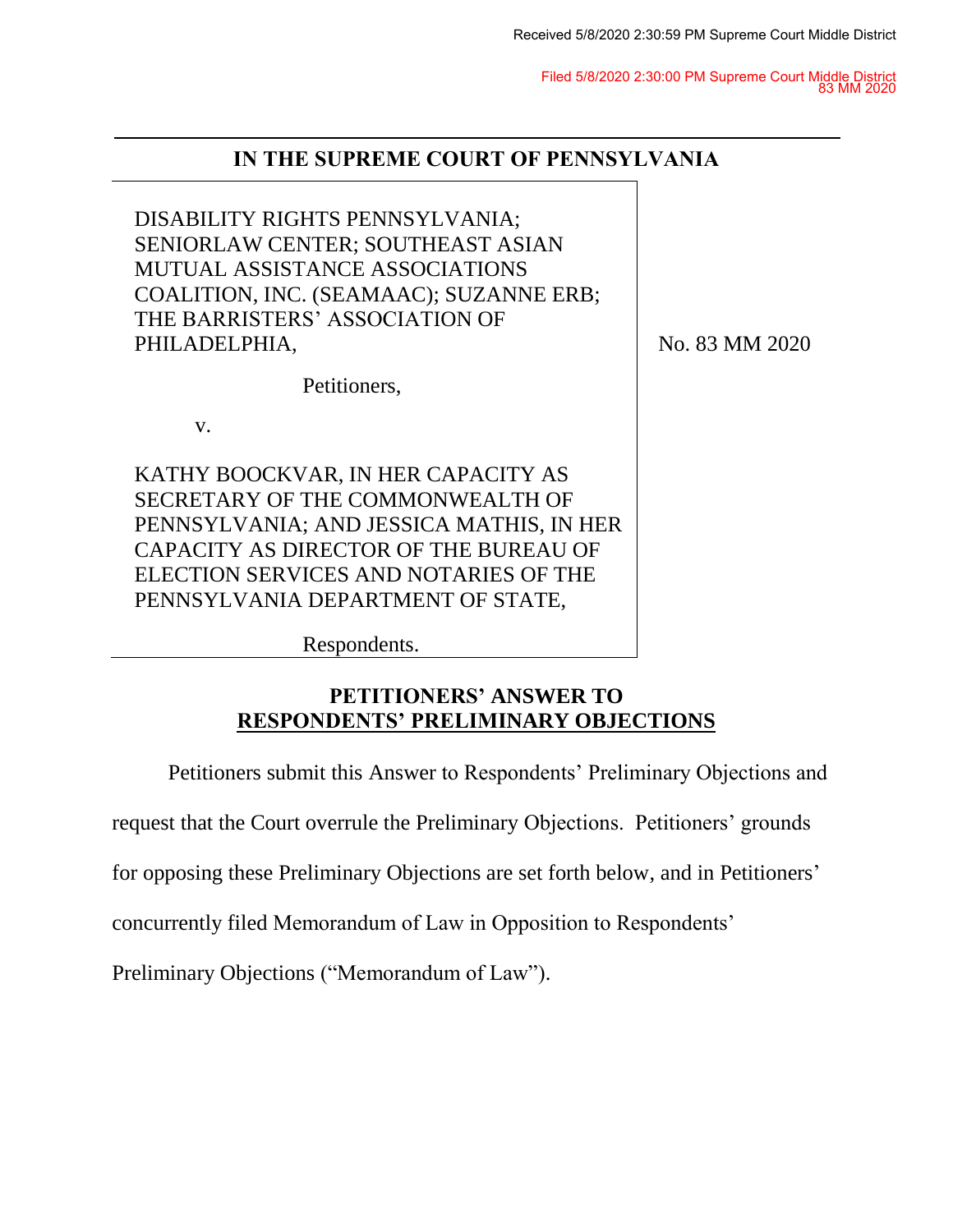Received 5/8/2020 2:30:59 PM Supreme Court Middle District

Filed 5/8/2020 2:30:00 PM Supreme Court Middle District
83 MM 2020

## IN THE SUPREME COURT OF PENNSYLVANIA

| | |
|---|---|
| DISABILITY RIGHTS PENNSYLVANIA; SENIORLAW CENTER; SOUTHEAST ASIAN MUTUAL ASSISTANCE ASSOCIATIONS COALITION, INC. (SEAMAAC); SUZANNE ERB; THE BARRISTERS' ASSOCIATION OF PHILADELPHIA,<br><br>Petitioners,<br><br>v.<br><br>KATHY BOOCKVAR, IN HER CAPACITY AS SECRETARY OF THE COMMONWEALTH OF PENNSYLVANIA; AND JESSICA MATHIS, IN HER CAPACITY AS DIRECTOR OF THE BUREAU OF ELECTION SERVICES AND NOTARIES OF THE PENNSYLVANIA DEPARTMENT OF STATE,<br><br>Respondents. | No. 83 MM 2020 |

## PETITIONERS' ANSWER TO RESPONDENTS' PRELIMINARY OBJECTIONS

Petitioners submit this Answer to Respondents' Preliminary Objections and request that the Court overrule the Preliminary Objections. Petitioners' grounds for opposing these Preliminary Objections are set forth below, and in Petitioners' concurrently filed Memorandum of Law in Opposition to Respondents' Preliminary Objections ("Memorandum of Law").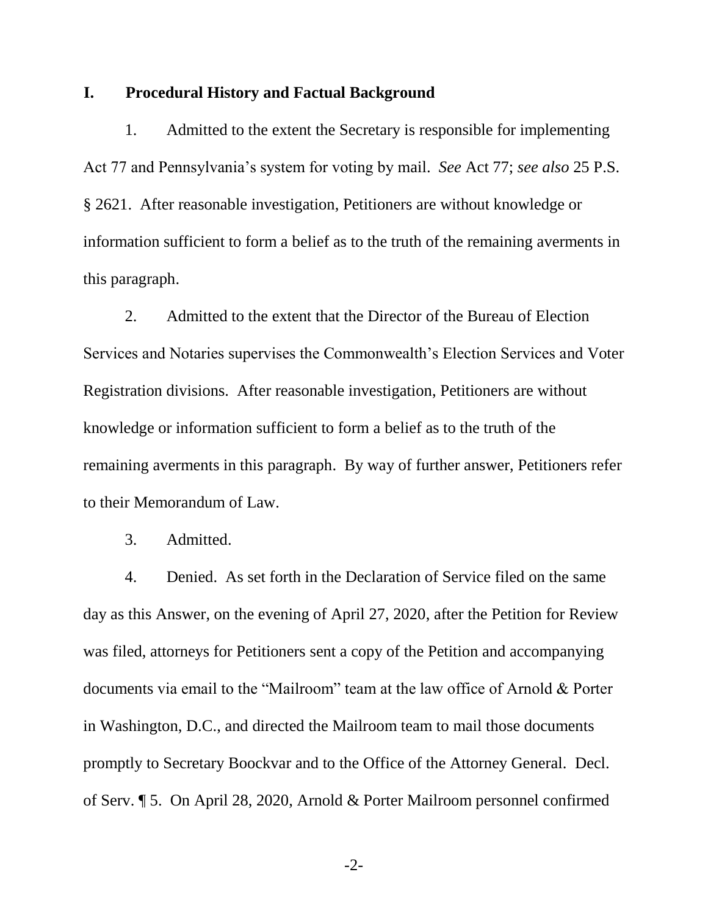## I. Procedural History and Factual Background

1. Admitted to the extent the Secretary is responsible for implementing Act 77 and Pennsylvania's system for voting by mail. *See* Act 77; *see also* 25 P.S. § 2621. After reasonable investigation, Petitioners are without knowledge or information sufficient to form a belief as to the truth of the remaining averments in this paragraph.

2. Admitted to the extent that the Director of the Bureau of Election Services and Notaries supervises the Commonwealth's Election Services and Voter Registration divisions. After reasonable investigation, Petitioners are without knowledge or information sufficient to form a belief as to the truth of the remaining averments in this paragraph. By way of further answer, Petitioners refer to their Memorandum of Law.

3. Admitted.

4. Denied. As set forth in the Declaration of Service filed on the same day as this Answer, on the evening of April 27, 2020, after the Petition for Review was filed, attorneys for Petitioners sent a copy of the Petition and accompanying documents via email to the "Mailroom" team at the law office of Arnold & Porter in Washington, D.C., and directed the Mailroom team to mail those documents promptly to Secretary Boockvar and to the Office of the Attorney General. Decl. of Serv. ¶ 5. On April 28, 2020, Arnold & Porter Mailroom personnel confirmed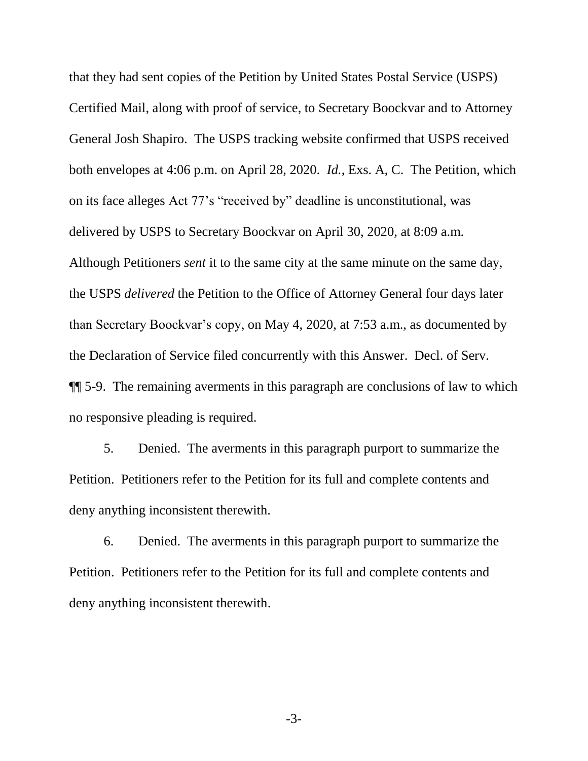that they had sent copies of the Petition by United States Postal Service (USPS) Certified Mail, along with proof of service, to Secretary Boockvar and to Attorney General Josh Shapiro. The USPS tracking website confirmed that USPS received both envelopes at 4:06 p.m. on April 28, 2020. *Id.*, Exs. A, C. The Petition, which on its face alleges Act 77's "received by" deadline is unconstitutional, was delivered by USPS to Secretary Boockvar on April 30, 2020, at 8:09 a.m. Although Petitioners *sent* it to the same city at the same minute on the same day, the USPS *delivered* the Petition to the Office of Attorney General four days later than Secretary Boockvar's copy, on May 4, 2020, at 7:53 a.m., as documented by the Declaration of Service filed concurrently with this Answer. Decl. of Serv. ¶¶ 5-9. The remaining averments in this paragraph are conclusions of law to which no responsive pleading is required.

5. Denied. The averments in this paragraph purport to summarize the Petition. Petitioners refer to the Petition for its full and complete contents and deny anything inconsistent therewith.

6. Denied. The averments in this paragraph purport to summarize the Petition. Petitioners refer to the Petition for its full and complete contents and deny anything inconsistent therewith.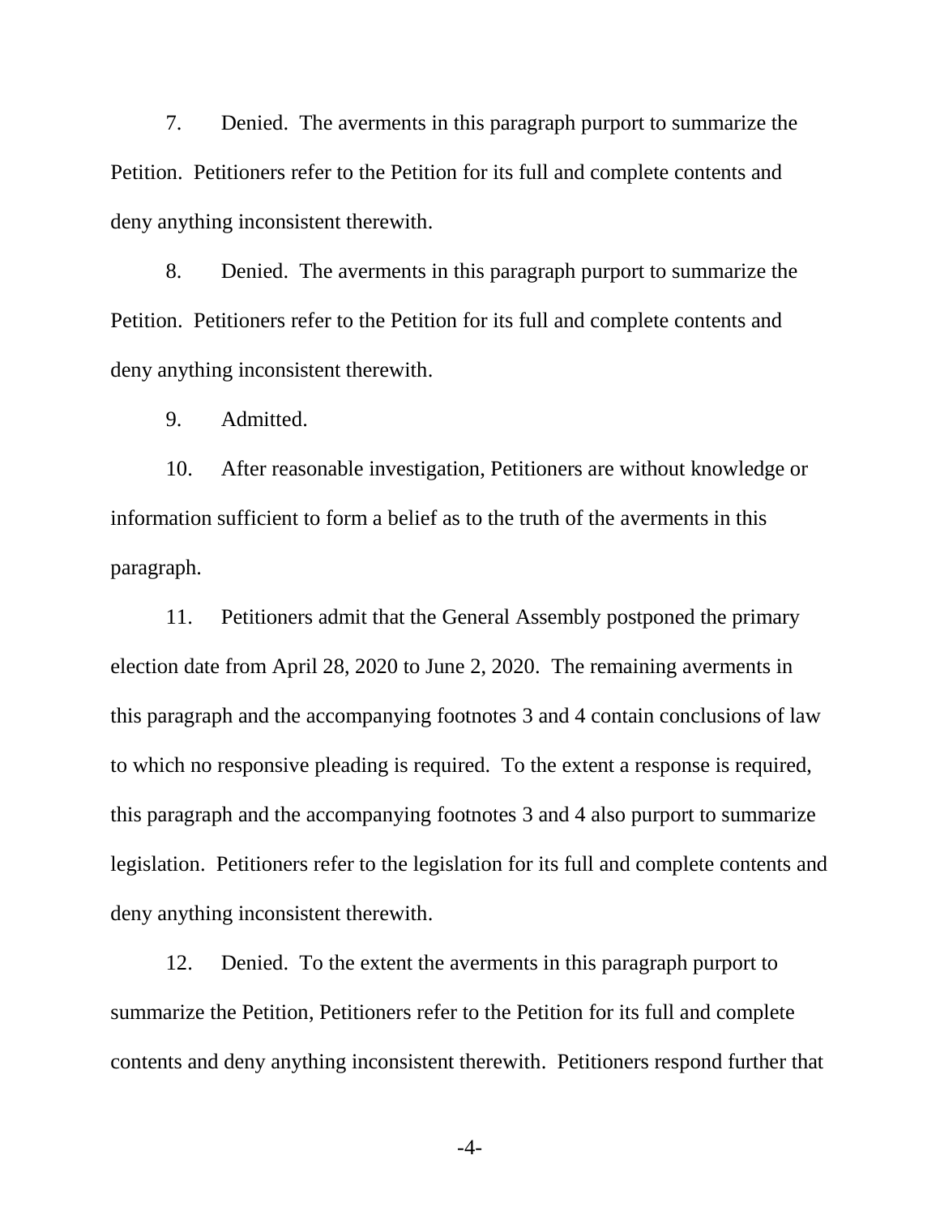7. Denied. The averments in this paragraph purport to summarize the Petition. Petitioners refer to the Petition for its full and complete contents and deny anything inconsistent therewith.

8. Denied. The averments in this paragraph purport to summarize the Petition. Petitioners refer to the Petition for its full and complete contents and deny anything inconsistent therewith.

9. Admitted.

10. After reasonable investigation, Petitioners are without knowledge or information sufficient to form a belief as to the truth of the averments in this paragraph.

11. Petitioners admit that the General Assembly postponed the primary election date from April 28, 2020 to June 2, 2020. The remaining averments in this paragraph and the accompanying footnotes 3 and 4 contain conclusions of law to which no responsive pleading is required. To the extent a response is required, this paragraph and the accompanying footnotes 3 and 4 also purport to summarize legislation. Petitioners refer to the legislation for its full and complete contents and deny anything inconsistent therewith.

12. Denied. To the extent the averments in this paragraph purport to summarize the Petition, Petitioners refer to the Petition for its full and complete contents and deny anything inconsistent therewith. Petitioners respond further that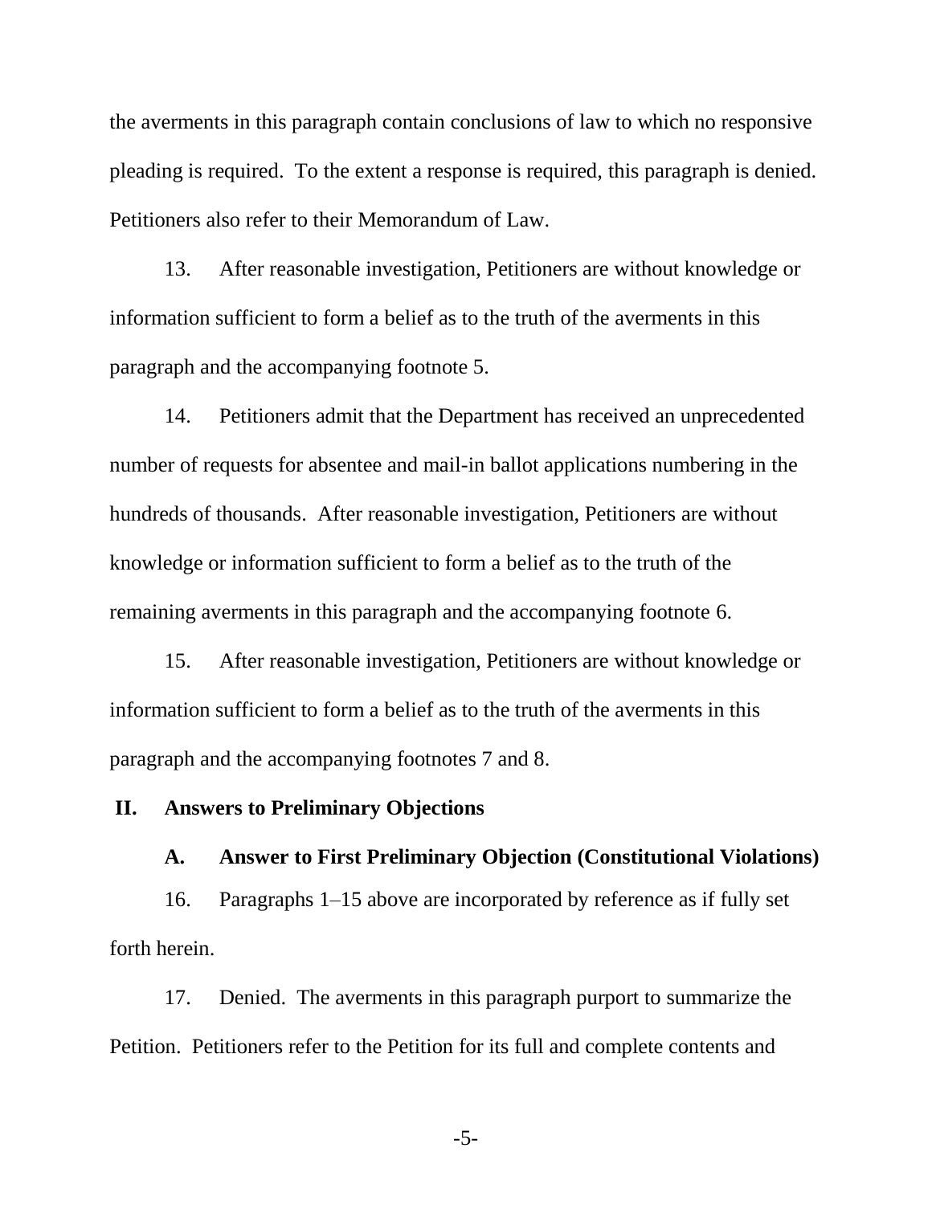the averments in this paragraph contain conclusions of law to which no responsive pleading is required. To the extent a response is required, this paragraph is denied. Petitioners also refer to their Memorandum of Law.

13. After reasonable investigation, Petitioners are without knowledge or information sufficient to form a belief as to the truth of the averments in this paragraph and the accompanying footnote 5.

14. Petitioners admit that the Department has received an unprecedented number of requests for absentee and mail-in ballot applications numbering in the hundreds of thousands. After reasonable investigation, Petitioners are without knowledge or information sufficient to form a belief as to the truth of the remaining averments in this paragraph and the accompanying footnote 6.

15. After reasonable investigation, Petitioners are without knowledge or information sufficient to form a belief as to the truth of the averments in this paragraph and the accompanying footnotes 7 and 8.

## II. Answers to Preliminary Objections

### A. Answer to First Preliminary Objection (Constitutional Violations)

16. Paragraphs 1–15 above are incorporated by reference as if fully set forth herein.

17. Denied. The averments in this paragraph purport to summarize the Petition. Petitioners refer to the Petition for its full and complete contents and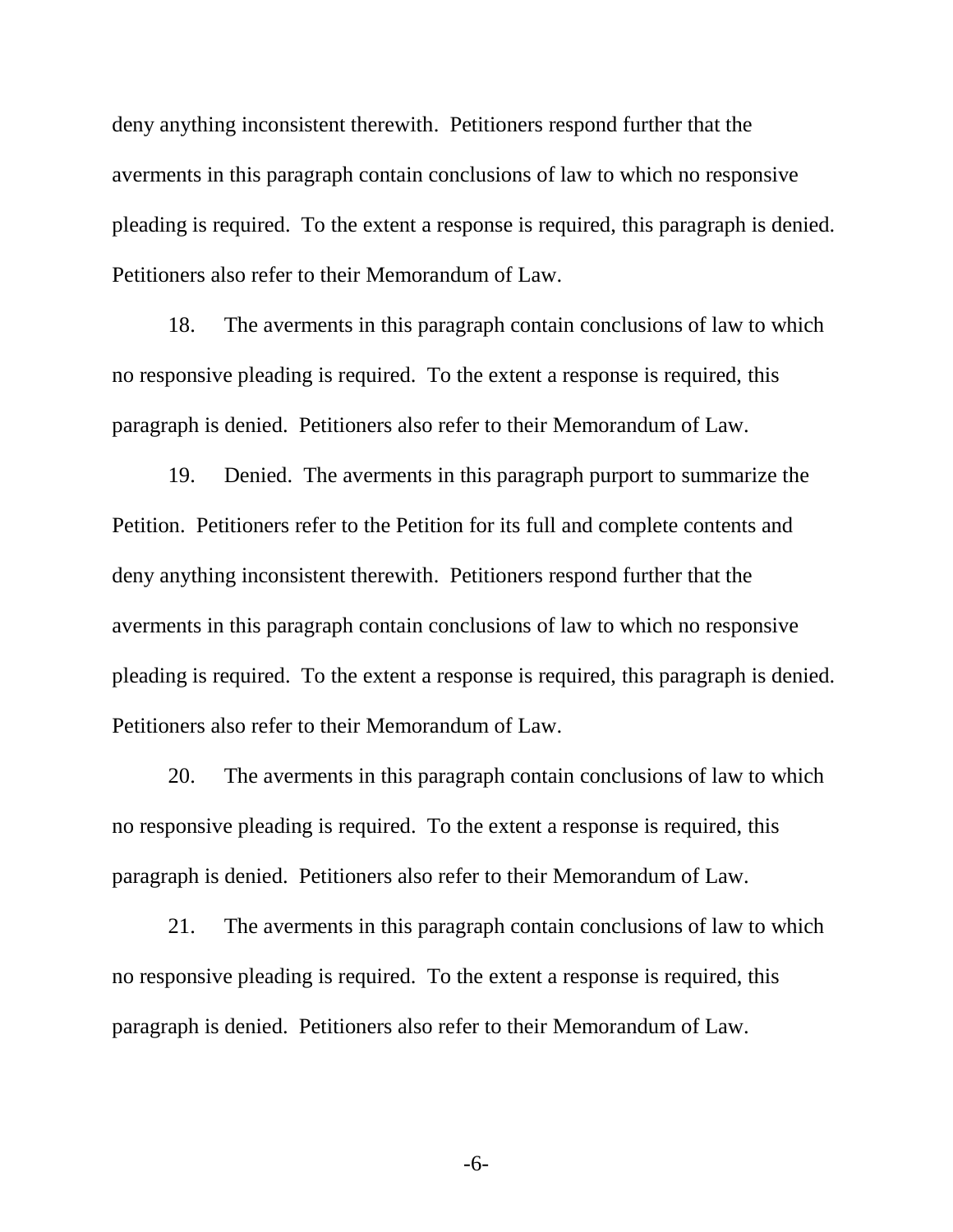deny anything inconsistent therewith. Petitioners respond further that the averments in this paragraph contain conclusions of law to which no responsive pleading is required. To the extent a response is required, this paragraph is denied. Petitioners also refer to their Memorandum of Law.

18. The averments in this paragraph contain conclusions of law to which no responsive pleading is required. To the extent a response is required, this paragraph is denied. Petitioners also refer to their Memorandum of Law.

19. Denied. The averments in this paragraph purport to summarize the Petition. Petitioners refer to the Petition for its full and complete contents and deny anything inconsistent therewith. Petitioners respond further that the averments in this paragraph contain conclusions of law to which no responsive pleading is required. To the extent a response is required, this paragraph is denied. Petitioners also refer to their Memorandum of Law.

20. The averments in this paragraph contain conclusions of law to which no responsive pleading is required. To the extent a response is required, this paragraph is denied. Petitioners also refer to their Memorandum of Law.

21. The averments in this paragraph contain conclusions of law to which no responsive pleading is required. To the extent a response is required, this paragraph is denied. Petitioners also refer to their Memorandum of Law.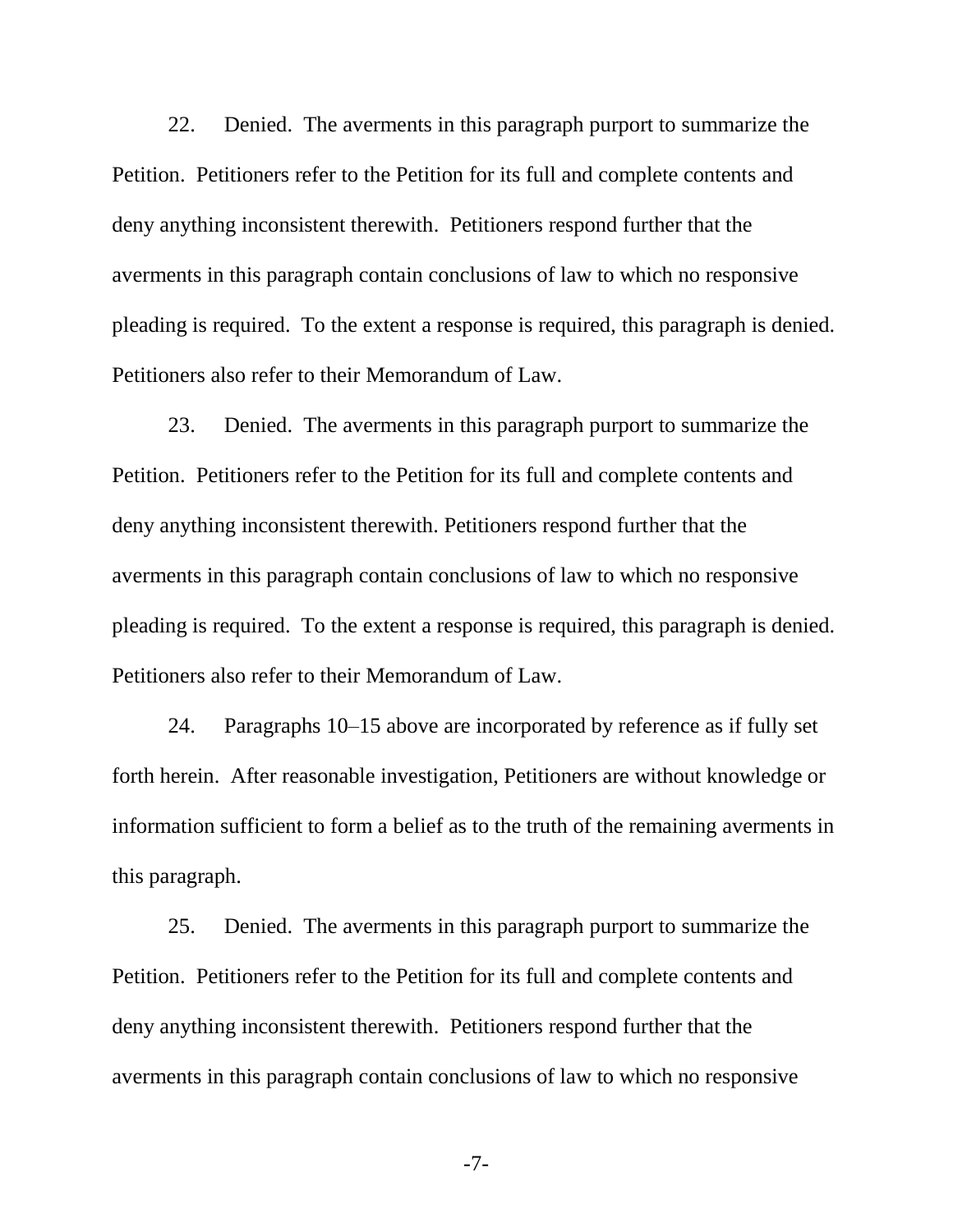22. Denied. The averments in this paragraph purport to summarize the Petition. Petitioners refer to the Petition for its full and complete contents and deny anything inconsistent therewith. Petitioners respond further that the averments in this paragraph contain conclusions of law to which no responsive pleading is required. To the extent a response is required, this paragraph is denied. Petitioners also refer to their Memorandum of Law.

23. Denied. The averments in this paragraph purport to summarize the Petition. Petitioners refer to the Petition for its full and complete contents and deny anything inconsistent therewith. Petitioners respond further that the averments in this paragraph contain conclusions of law to which no responsive pleading is required. To the extent a response is required, this paragraph is denied. Petitioners also refer to their Memorandum of Law.

24. Paragraphs 10–15 above are incorporated by reference as if fully set forth herein. After reasonable investigation, Petitioners are without knowledge or information sufficient to form a belief as to the truth of the remaining averments in this paragraph.

25. Denied. The averments in this paragraph purport to summarize the Petition. Petitioners refer to the Petition for its full and complete contents and deny anything inconsistent therewith. Petitioners respond further that the averments in this paragraph contain conclusions of law to which no responsive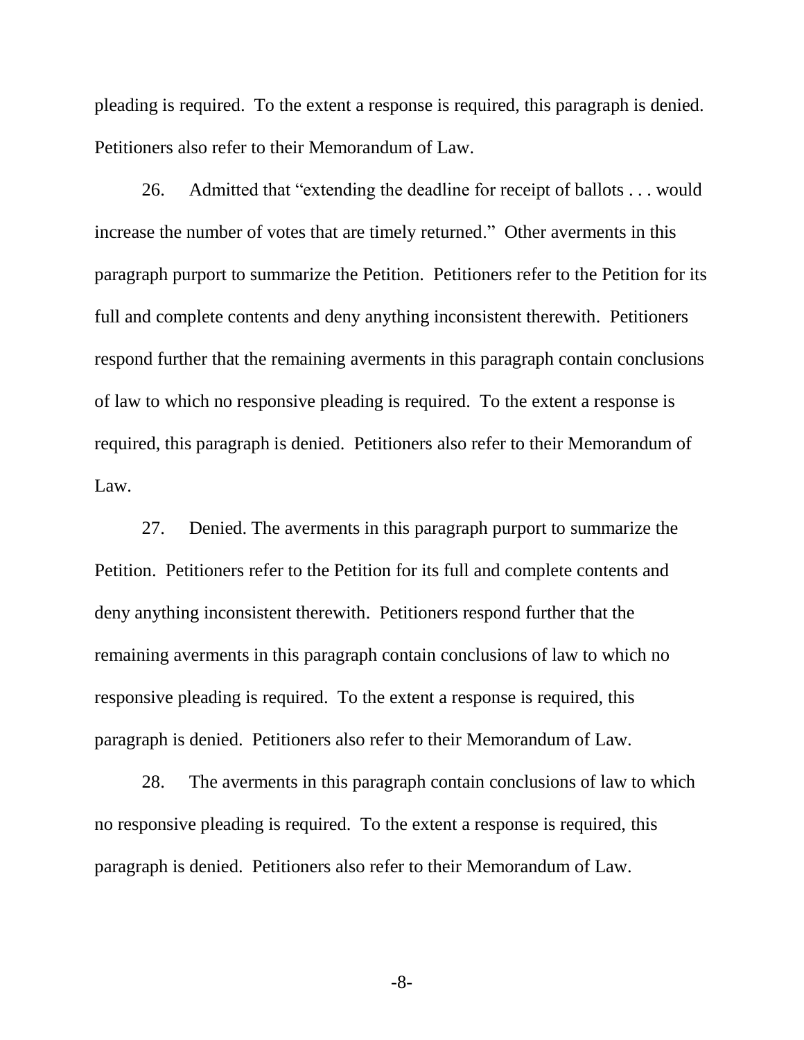pleading is required. To the extent a response is required, this paragraph is denied. Petitioners also refer to their Memorandum of Law.

26. Admitted that "extending the deadline for receipt of ballots . . . would increase the number of votes that are timely returned." Other averments in this paragraph purport to summarize the Petition. Petitioners refer to the Petition for its full and complete contents and deny anything inconsistent therewith. Petitioners respond further that the remaining averments in this paragraph contain conclusions of law to which no responsive pleading is required. To the extent a response is required, this paragraph is denied. Petitioners also refer to their Memorandum of Law.

27. Denied. The averments in this paragraph purport to summarize the Petition. Petitioners refer to the Petition for its full and complete contents and deny anything inconsistent therewith. Petitioners respond further that the remaining averments in this paragraph contain conclusions of law to which no responsive pleading is required. To the extent a response is required, this paragraph is denied. Petitioners also refer to their Memorandum of Law.

28. The averments in this paragraph contain conclusions of law to which no responsive pleading is required. To the extent a response is required, this paragraph is denied. Petitioners also refer to their Memorandum of Law.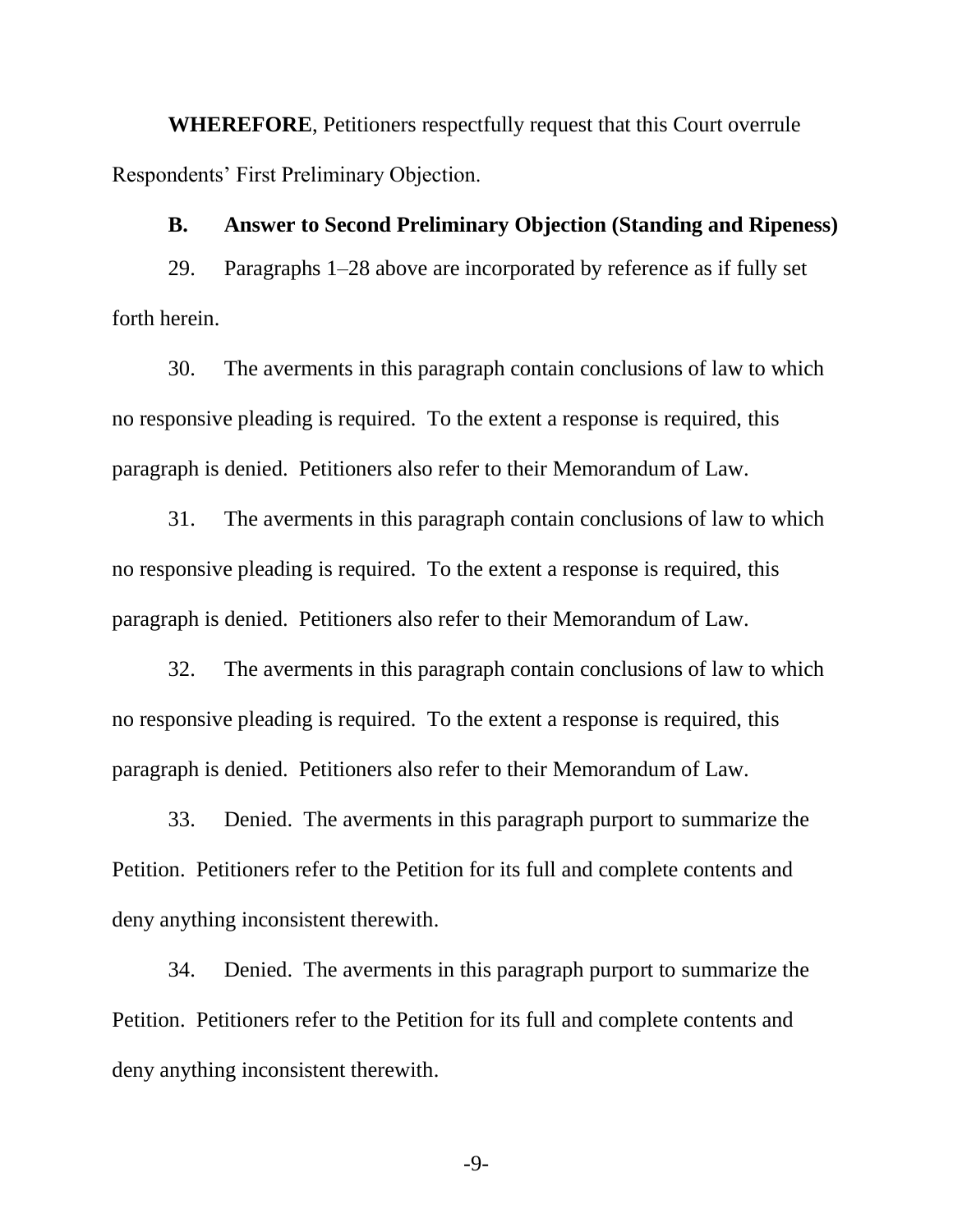**WHEREFORE**, Petitioners respectfully request that this Court overrule Respondents' First Preliminary Objection.

### B. Answer to Second Preliminary Objection (Standing and Ripeness)

29. Paragraphs 1–28 above are incorporated by reference as if fully set forth herein.

30. The averments in this paragraph contain conclusions of law to which no responsive pleading is required. To the extent a response is required, this paragraph is denied. Petitioners also refer to their Memorandum of Law.

31. The averments in this paragraph contain conclusions of law to which no responsive pleading is required. To the extent a response is required, this paragraph is denied. Petitioners also refer to their Memorandum of Law.

32. The averments in this paragraph contain conclusions of law to which no responsive pleading is required. To the extent a response is required, this paragraph is denied. Petitioners also refer to their Memorandum of Law.

33. Denied. The averments in this paragraph purport to summarize the Petition. Petitioners refer to the Petition for its full and complete contents and deny anything inconsistent therewith.

34. Denied. The averments in this paragraph purport to summarize the Petition. Petitioners refer to the Petition for its full and complete contents and deny anything inconsistent therewith.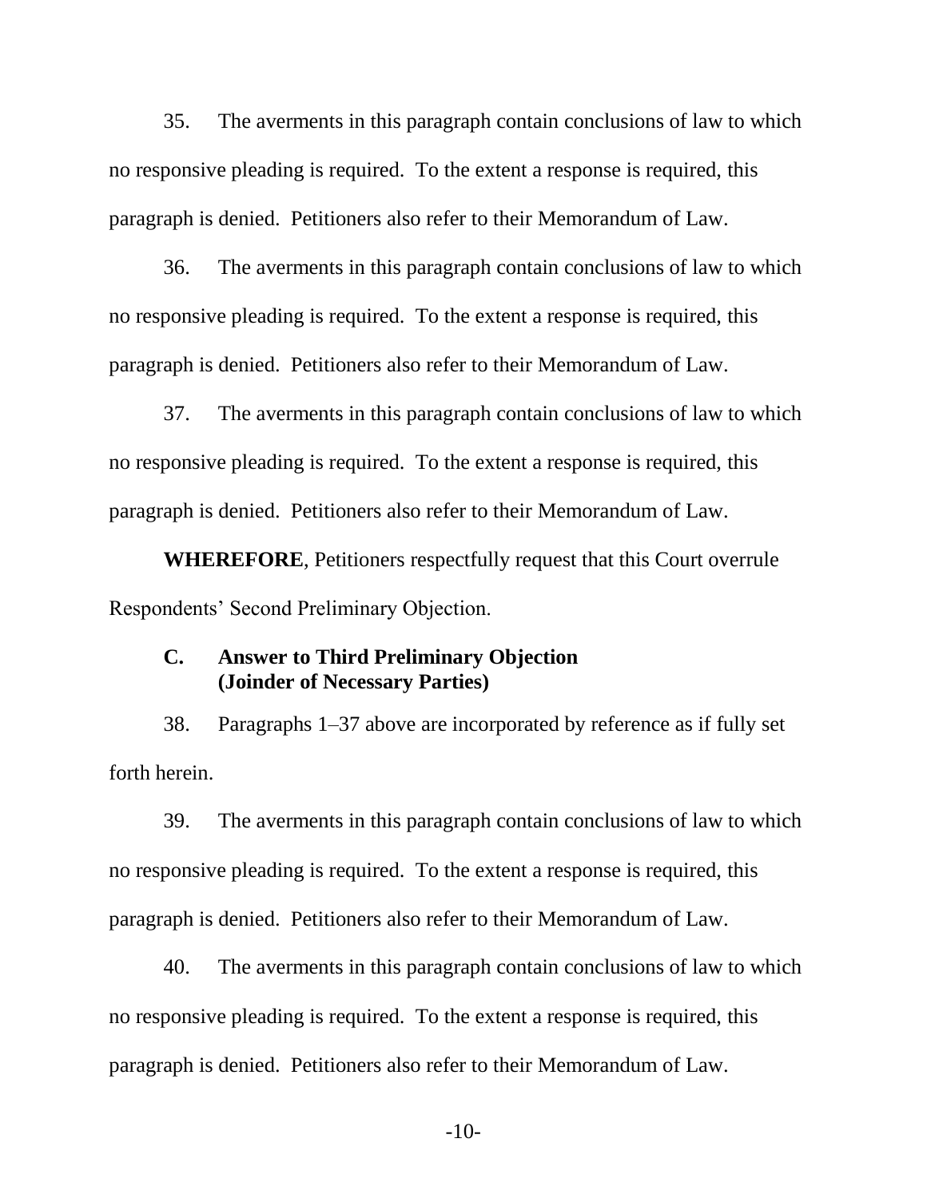35. The averments in this paragraph contain conclusions of law to which no responsive pleading is required. To the extent a response is required, this paragraph is denied. Petitioners also refer to their Memorandum of Law.

36. The averments in this paragraph contain conclusions of law to which no responsive pleading is required. To the extent a response is required, this paragraph is denied. Petitioners also refer to their Memorandum of Law.

37. The averments in this paragraph contain conclusions of law to which no responsive pleading is required. To the extent a response is required, this paragraph is denied. Petitioners also refer to their Memorandum of Law.

**WHEREFORE**, Petitioners respectfully request that this Court overrule Respondents' Second Preliminary Objection.

### C. Answer to Third Preliminary Objection (Joinder of Necessary Parties)

38. Paragraphs 1–37 above are incorporated by reference as if fully set forth herein.

39. The averments in this paragraph contain conclusions of law to which no responsive pleading is required. To the extent a response is required, this paragraph is denied. Petitioners also refer to their Memorandum of Law.

40. The averments in this paragraph contain conclusions of law to which no responsive pleading is required. To the extent a response is required, this paragraph is denied. Petitioners also refer to their Memorandum of Law.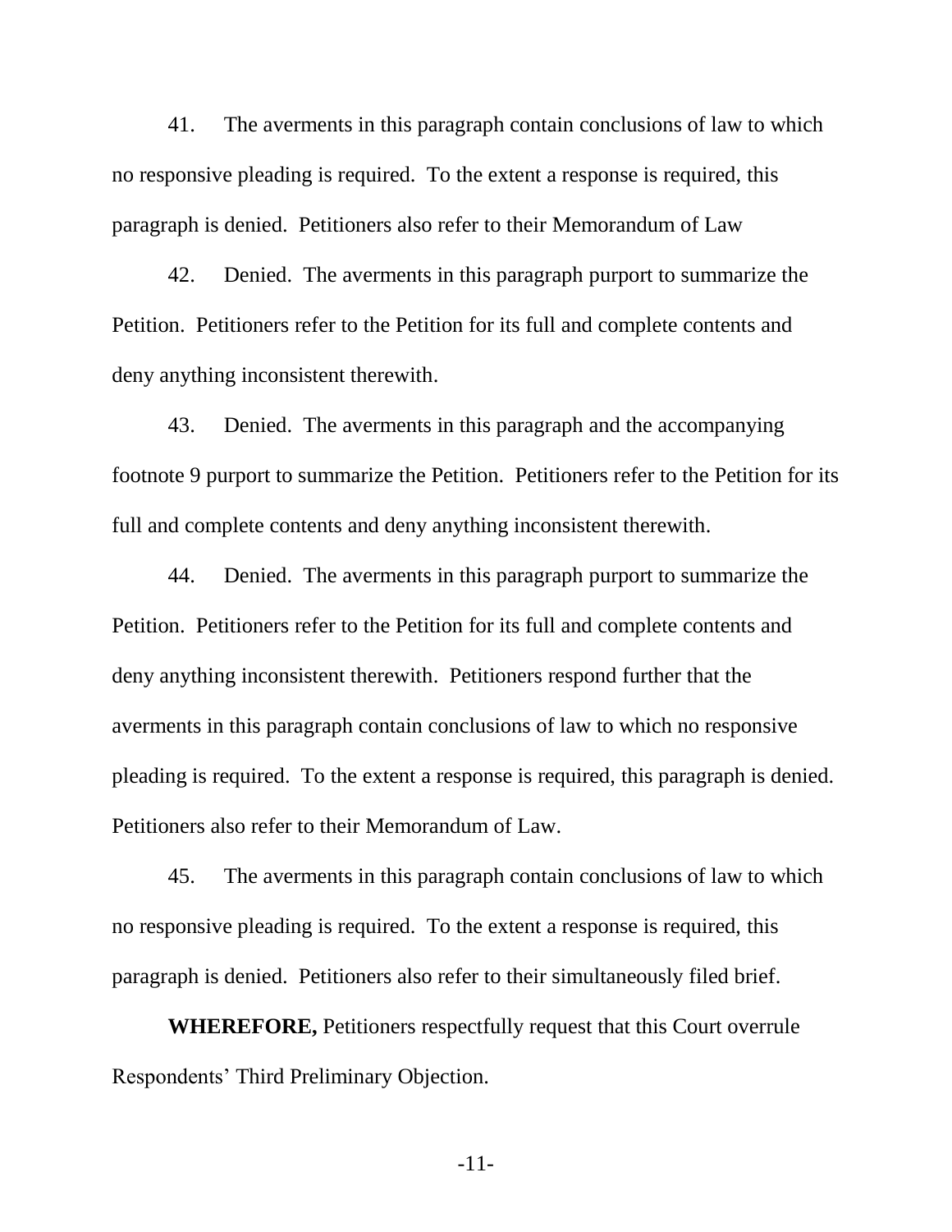41. The averments in this paragraph contain conclusions of law to which no responsive pleading is required. To the extent a response is required, this paragraph is denied. Petitioners also refer to their Memorandum of Law

42. Denied. The averments in this paragraph purport to summarize the Petition. Petitioners refer to the Petition for its full and complete contents and deny anything inconsistent therewith.

43. Denied. The averments in this paragraph and the accompanying footnote 9 purport to summarize the Petition. Petitioners refer to the Petition for its full and complete contents and deny anything inconsistent therewith.

44. Denied. The averments in this paragraph purport to summarize the Petition. Petitioners refer to the Petition for its full and complete contents and deny anything inconsistent therewith. Petitioners respond further that the averments in this paragraph contain conclusions of law to which no responsive pleading is required. To the extent a response is required, this paragraph is denied. Petitioners also refer to their Memorandum of Law.

45. The averments in this paragraph contain conclusions of law to which no responsive pleading is required. To the extent a response is required, this paragraph is denied. Petitioners also refer to their simultaneously filed brief.

**WHEREFORE,** Petitioners respectfully request that this Court overrule Respondents' Third Preliminary Objection.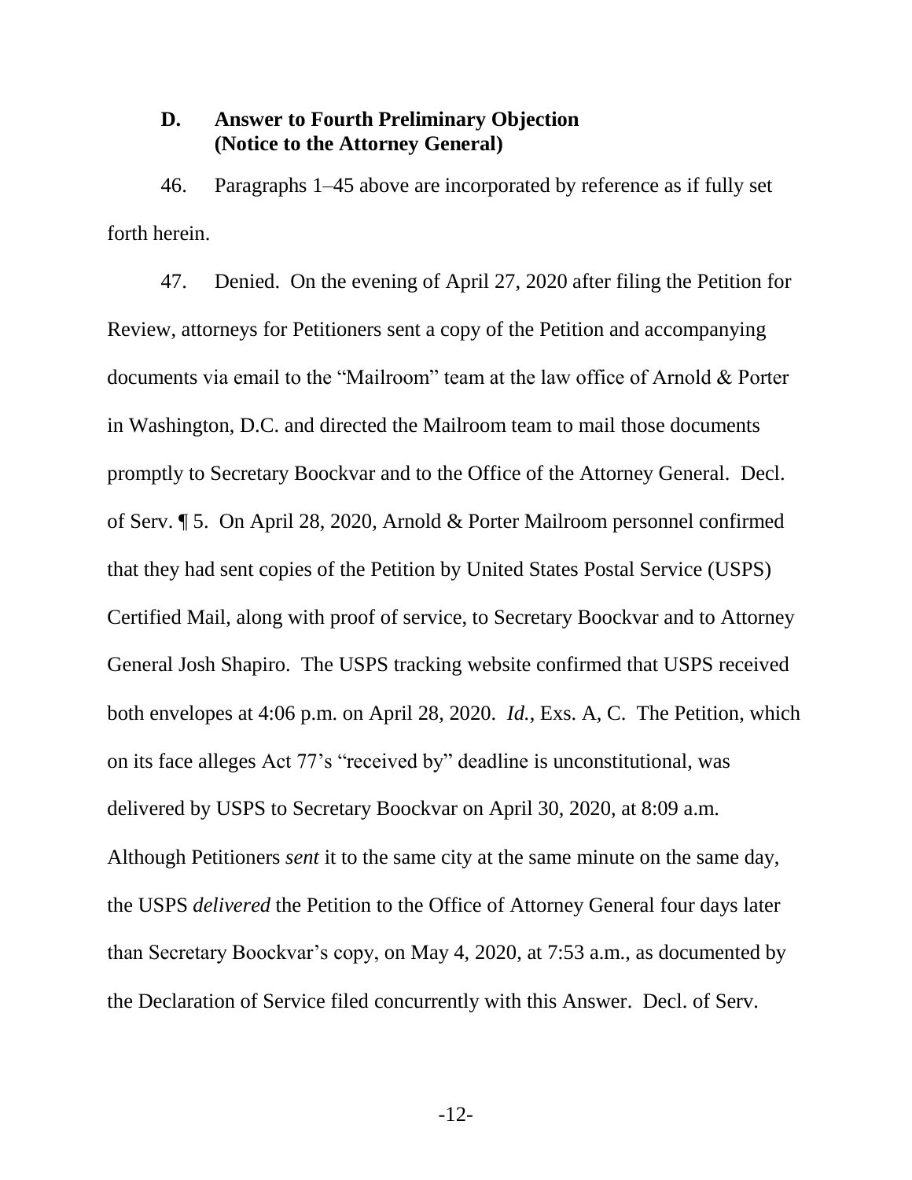### D. Answer to Fourth Preliminary Objection (Notice to the Attorney General)

46. Paragraphs 1–45 above are incorporated by reference as if fully set forth herein.

47. Denied. On the evening of April 27, 2020 after filing the Petition for Review, attorneys for Petitioners sent a copy of the Petition and accompanying documents via email to the "Mailroom" team at the law office of Arnold & Porter in Washington, D.C. and directed the Mailroom team to mail those documents promptly to Secretary Boockvar and to the Office of the Attorney General. Decl. of Serv. ¶ 5. On April 28, 2020, Arnold & Porter Mailroom personnel confirmed that they had sent copies of the Petition by United States Postal Service (USPS) Certified Mail, along with proof of service, to Secretary Boockvar and to Attorney General Josh Shapiro. The USPS tracking website confirmed that USPS received both envelopes at 4:06 p.m. on April 28, 2020. *Id.*, Exs. A, C. The Petition, which on its face alleges Act 77's "received by" deadline is unconstitutional, was delivered by USPS to Secretary Boockvar on April 30, 2020, at 8:09 a.m. Although Petitioners *sent* it to the same city at the same minute on the same day, the USPS *delivered* the Petition to the Office of Attorney General four days later than Secretary Boockvar's copy, on May 4, 2020, at 7:53 a.m., as documented by the Declaration of Service filed concurrently with this Answer. Decl. of Serv.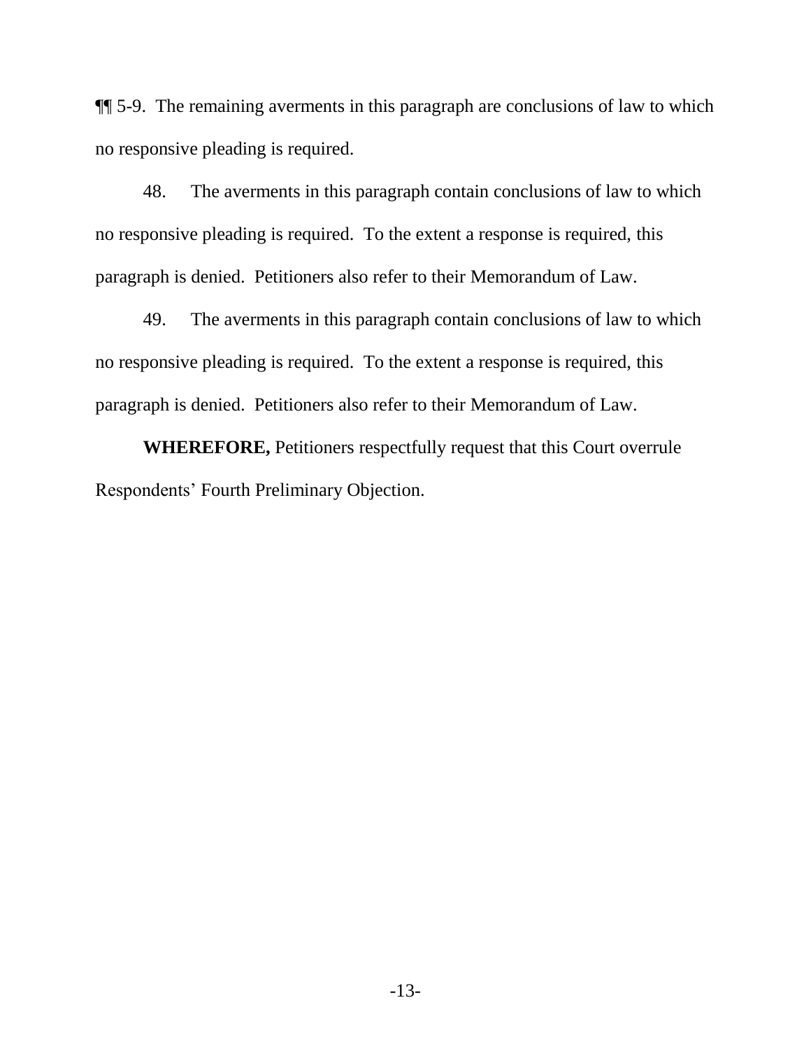¶¶ 5-9. The remaining averments in this paragraph are conclusions of law to which no responsive pleading is required.

48. The averments in this paragraph contain conclusions of law to which no responsive pleading is required. To the extent a response is required, this paragraph is denied. Petitioners also refer to their Memorandum of Law.

49. The averments in this paragraph contain conclusions of law to which no responsive pleading is required. To the extent a response is required, this paragraph is denied. Petitioners also refer to their Memorandum of Law.

**WHEREFORE,** Petitioners respectfully request that this Court overrule Respondents' Fourth Preliminary Objection.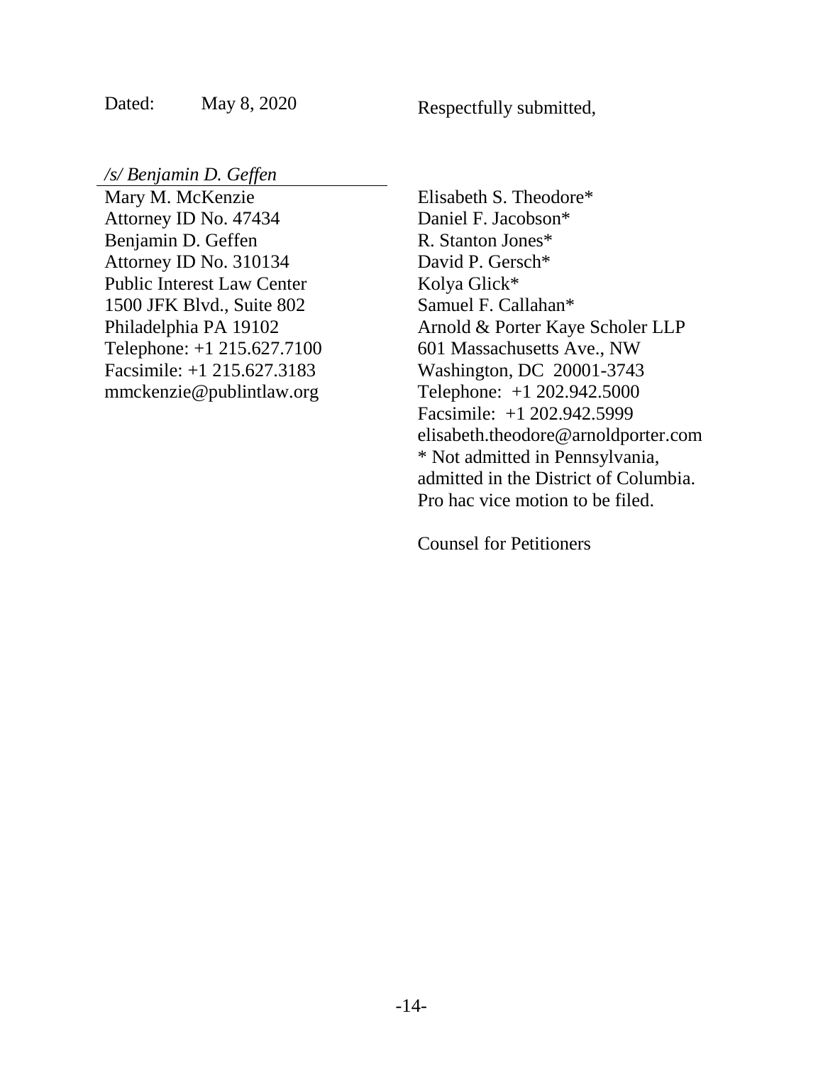Dated: May 8, 2020

Respectfully submitted,

*/s/ Benjamin D. Geffen*

Mary M. McKenzie
Attorney ID No. 47434
Benjamin D. Geffen
Attorney ID No. 310134
Public Interest Law Center
1500 JFK Blvd., Suite 802
Philadelphia PA 19102
Telephone: +1 215.627.7100
Facsimile: +1 215.627.3183
mmckenzie@publintlaw.org

Elisabeth S. Theodore*
Daniel F. Jacobson*
R. Stanton Jones*
David P. Gersch*
Kolya Glick*
Samuel F. Callahan*
Arnold & Porter Kaye Scholer LLP
601 Massachusetts Ave., NW
Washington, DC 20001-3743
Telephone: +1 202.942.5000
Facsimile: +1 202.942.5999
elisabeth.theodore@arnoldporter.com
* Not admitted in Pennsylvania, admitted in the District of Columbia. Pro hac vice motion to be filed.

Counsel for Petitioners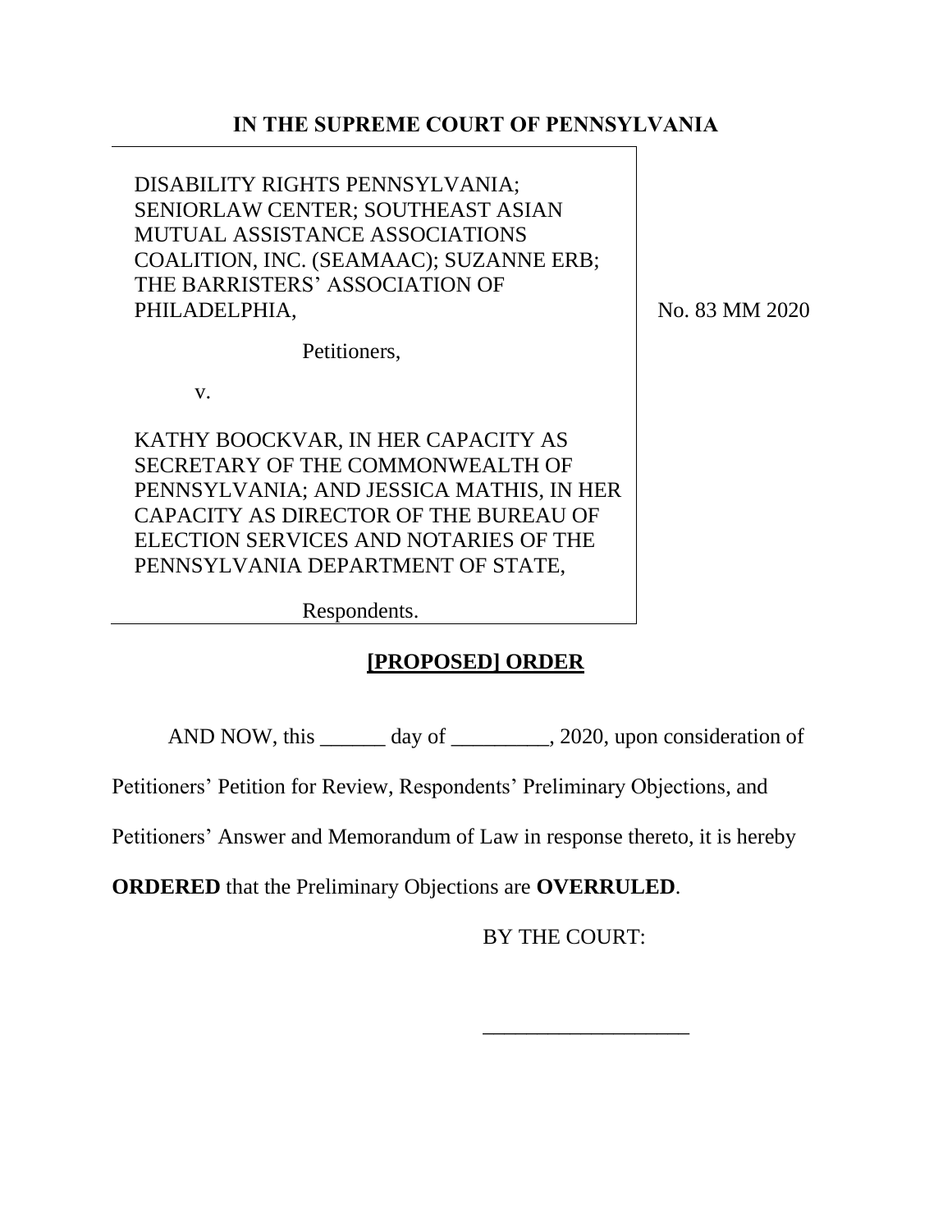**IN THE SUPREME COURT OF PENNSYLVANIA**

| | |
|---|---|
| DISABILITY RIGHTS PENNSYLVANIA; SENIORLAW CENTER; SOUTHEAST ASIAN MUTUAL ASSISTANCE ASSOCIATIONS COALITION, INC. (SEAMAAC); SUZANNE ERB; THE BARRISTERS' ASSOCIATION OF PHILADELPHIA,<br><br>Petitioners,<br><br>v.<br><br>KATHY BOOCKVAR, IN HER CAPACITY AS SECRETARY OF THE COMMONWEALTH OF PENNSYLVANIA; AND JESSICA MATHIS, IN HER CAPACITY AS DIRECTOR OF THE BUREAU OF ELECTION SERVICES AND NOTARIES OF THE PENNSYLVANIA DEPARTMENT OF STATE,<br><br>Respondents. | No. 83 MM 2020 |

**[PROPOSED] ORDER**

AND NOW, this ______ day of _________, 2020, upon consideration of Petitioners' Petition for Review, Respondents' Preliminary Objections, and Petitioners' Answer and Memorandum of Law in response thereto, it is hereby **ORDERED** that the Preliminary Objections are **OVERRULED**.

BY THE COURT:

___________________